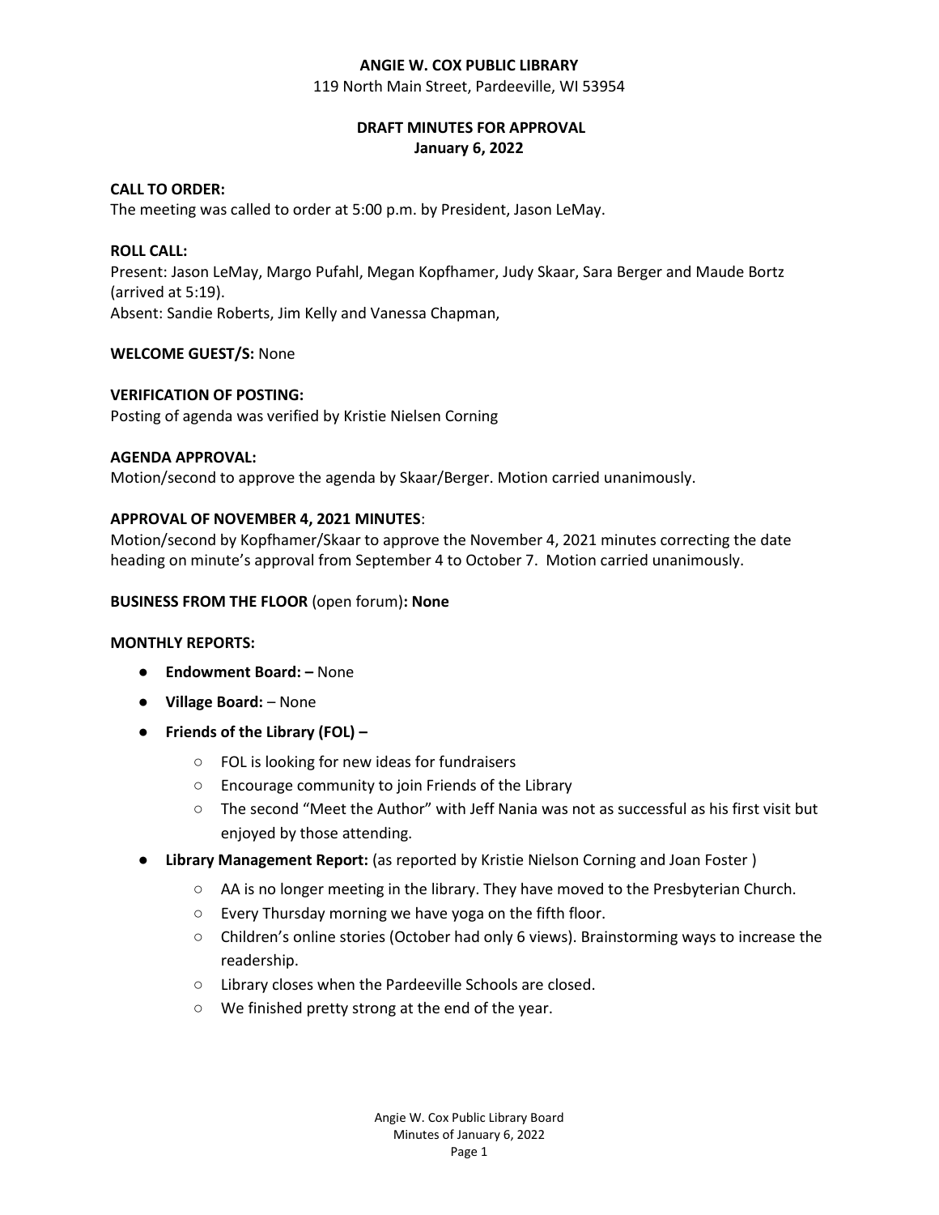**ANGIE W. COX PUBLIC LIBRARY**
119 North Main Street, Pardeeville, WI 53954

**DRAFT MINUTES FOR APPROVAL**
**January 6, 2022**

**CALL TO ORDER:**
The meeting was called to order at 5:00 p.m. by President, Jason LeMay.

**ROLL CALL:**
Present: Jason LeMay, Margo Pufahl, Megan Kopfhamer, Judy Skaar, Sara Berger and Maude Bortz (arrived at 5:19).
Absent: Sandie Roberts, Jim Kelly and Vanessa Chapman,

**WELCOME GUEST/S:** None

**VERIFICATION OF POSTING:**
Posting of agenda was verified by Kristie Nielsen Corning

**AGENDA APPROVAL:**
Motion/second to approve the agenda by Skaar/Berger. Motion carried unanimously.

**APPROVAL OF NOVEMBER 4, 2021 MINUTES**:
Motion/second by Kopfhamer/Skaar to approve the November 4, 2021 minutes correcting the date heading on minute's approval from September 4 to October 7. Motion carried unanimously.

**BUSINESS FROM THE FLOOR** (open forum)**: None**

**MONTHLY REPORTS:**

- **Endowment Board: –** None
- **Village Board:** – None
- **Friends of the Library (FOL) –**
  - FOL is looking for new ideas for fundraisers
  - Encourage community to join Friends of the Library
  - The second "Meet the Author" with Jeff Nania was not as successful as his first visit but enjoyed by those attending.
- **Library Management Report:** (as reported by Kristie Nielson Corning and Joan Foster )
  - AA is no longer meeting in the library. They have moved to the Presbyterian Church.
  - Every Thursday morning we have yoga on the fifth floor.
  - Children's online stories (October had only 6 views). Brainstorming ways to increase the readership.
  - Library closes when the Pardeeville Schools are closed.
  - We finished pretty strong at the end of the year.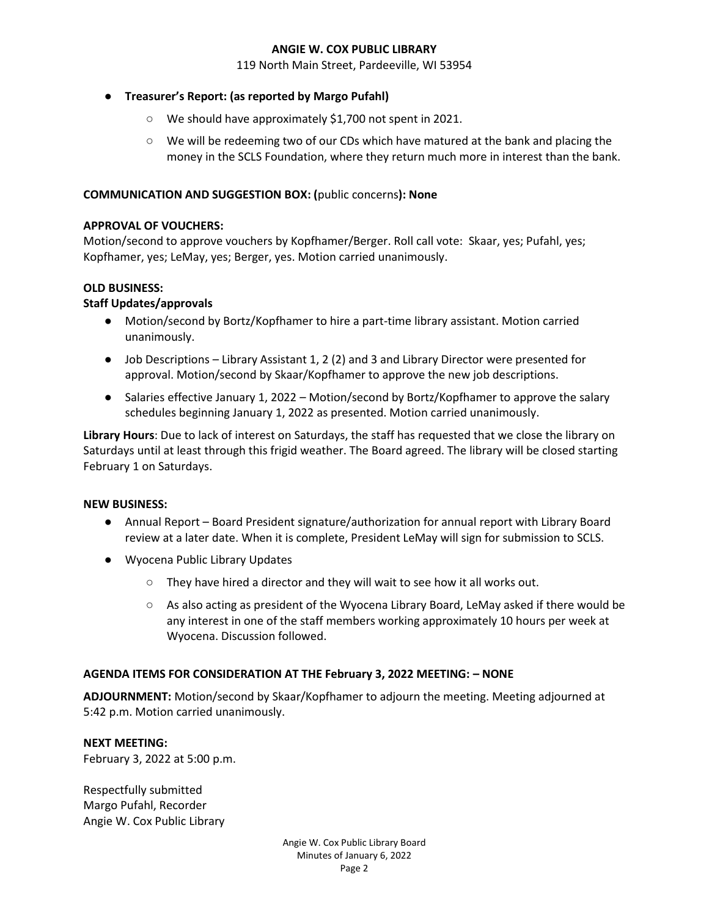- **Treasurer's Report: (as reported by Margo Pufahl)**
  - We should have approximately $1,700 not spent in 2021.
  - We will be redeeming two of our CDs which have matured at the bank and placing the money in the SCLS Foundation, where they return much more in interest than the bank.

**COMMUNICATION AND SUGGESTION BOX: (**public concerns**): None**

**APPROVAL OF VOUCHERS:**
Motion/second to approve vouchers by Kopfhamer/Berger. Roll call vote: Skaar, yes; Pufahl, yes; Kopfhamer, yes; LeMay, yes; Berger, yes. Motion carried unanimously.

**OLD BUSINESS:**

**Staff Updates/approvals**

- Motion/second by Bortz/Kopfhamer to hire a part-time library assistant. Motion carried unanimously.
- Job Descriptions – Library Assistant 1, 2 (2) and 3 and Library Director were presented for approval. Motion/second by Skaar/Kopfhamer to approve the new job descriptions.
- Salaries effective January 1, 2022 – Motion/second by Bortz/Kopfhamer to approve the salary schedules beginning January 1, 2022 as presented. Motion carried unanimously.

**Library Hours**: Due to lack of interest on Saturdays, the staff has requested that we close the library on Saturdays until at least through this frigid weather. The Board agreed. The library will be closed starting February 1 on Saturdays.

**NEW BUSINESS:**

- Annual Report – Board President signature/authorization for annual report with Library Board review at a later date. When it is complete, President LeMay will sign for submission to SCLS.
- Wyocena Public Library Updates
  - They have hired a director and they will wait to see how it all works out.
  - As also acting as president of the Wyocena Library Board, LeMay asked if there would be any interest in one of the staff members working approximately 10 hours per week at Wyocena. Discussion followed.

**AGENDA ITEMS FOR CONSIDERATION AT THE February 3, 2022 MEETING: – NONE**

**ADJOURNMENT:** Motion/second by Skaar/Kopfhamer to adjourn the meeting. Meeting adjourned at 5:42 p.m. Motion carried unanimously.

**NEXT MEETING:**
February 3, 2022 at 5:00 p.m.

Respectfully submitted
Margo Pufahl, Recorder
Angie W. Cox Public Library